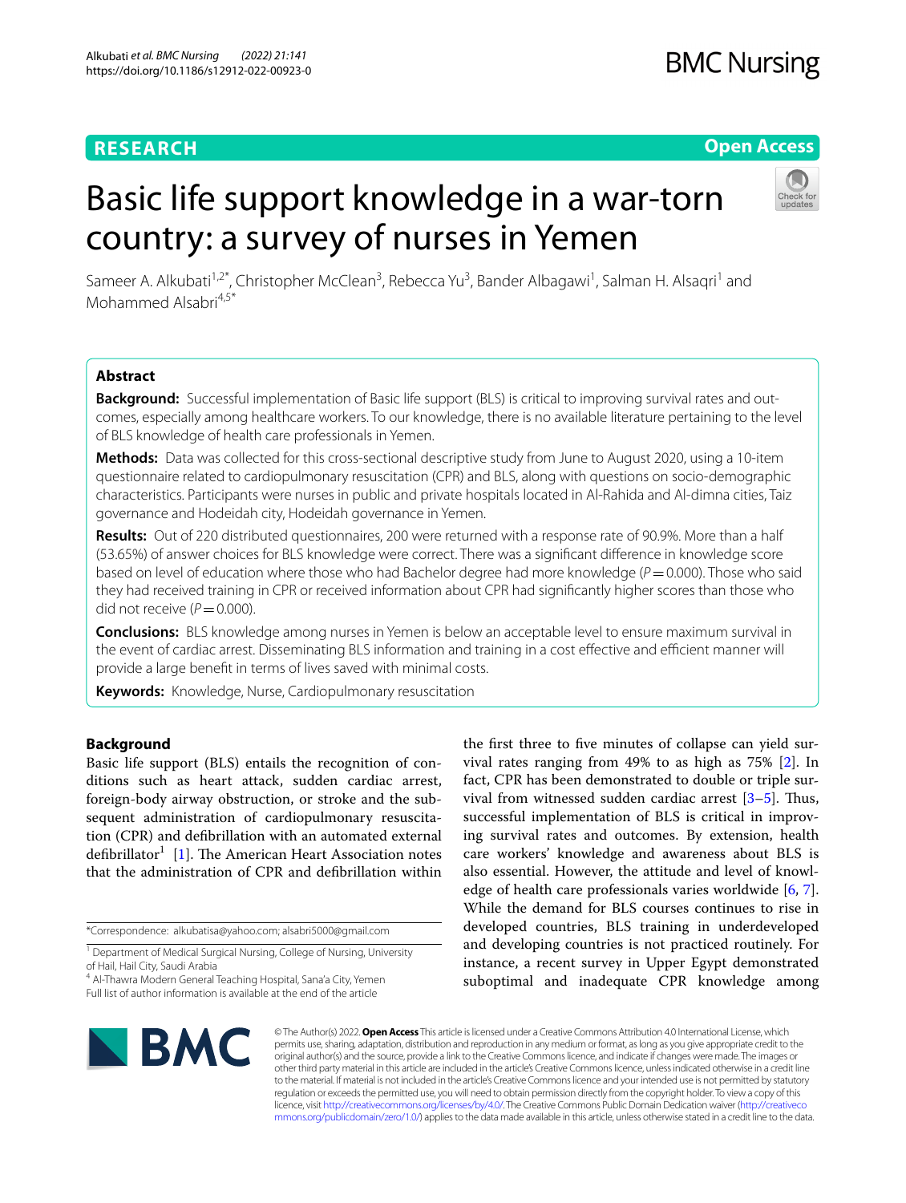RESEARCH

Open Access

# Basic life support knowledge in a war-torn country: a survey of nurses in Yemen

Sameer A. Alkubati[1,2*], Christopher McClean[3], Rebecca Yu[3], Bander Albagawi[1], Salman H. Alsaqri[1] and Mohammed Alsabri[4,5*]

## Abstract

**Background:** Successful implementation of Basic life support (BLS) is critical to improving survival rates and outcomes, especially among healthcare workers. To our knowledge, there is no available literature pertaining to the level of BLS knowledge of health care professionals in Yemen.

**Methods:** Data was collected for this cross-sectional descriptive study from June to August 2020, using a 10-item questionnaire related to cardiopulmonary resuscitation (CPR) and BLS, along with questions on socio-demographic characteristics. Participants were nurses in public and private hospitals located in Al-Rahida and Al-dimna cities, Taiz governance and Hodeidah city, Hodeidah governance in Yemen.

**Results:** Out of 220 distributed questionnaires, 200 were returned with a response rate of 90.9%. More than a half (53.65%) of answer choices for BLS knowledge were correct. There was a significant difference in knowledge score based on level of education where those who had Bachelor degree had more knowledge ($P = 0.000$). Those who said they had received training in CPR or received information about CPR had significantly higher scores than those who did not receive ($P = 0.000$).

**Conclusions:** BLS knowledge among nurses in Yemen is below an acceptable level to ensure maximum survival in the event of cardiac arrest. Disseminating BLS information and training in a cost effective and efficient manner will provide a large benefit in terms of lives saved with minimal costs.

**Keywords:** Knowledge, Nurse, Cardiopulmonary resuscitation

## Background

Basic life support (BLS) entails the recognition of conditions such as heart attack, sudden cardiac arrest, foreign-body airway obstruction, or stroke and the subsequent administration of cardiopulmonary resuscitation (CPR) and defibrillation with an automated external defibrillator[1] [1]. The American Heart Association notes that the administration of CPR and defibrillation within the first three to five minutes of collapse can yield survival rates ranging from 49% to as high as 75% [2]. In fact, CPR has been demonstrated to double or triple survival from witnessed sudden cardiac arrest [3–5]. Thus, successful implementation of BLS is critical in improving survival rates and outcomes. By extension, health care workers' knowledge and awareness about BLS is also essential. However, the attitude and level of knowledge of health care professionals varies worldwide [6, 7]. While the demand for BLS courses continues to rise in developed countries, BLS training in underdeveloped and developing countries is not practiced routinely. For instance, a recent survey in Upper Egypt demonstrated suboptimal and inadequate CPR knowledge among

*Correspondence: alkubatisa@yahoo.com; alsabri5000@gmail.com

[1] Department of Medical Surgical Nursing, College of Nursing, University of Hail, Hail City, Saudi Arabia

[4] Al-Thawra Modern General Teaching Hospital, Sana'a City, Yemen

Full list of author information is available at the end of the article

© The Author(s) 2022. **Open Access** This article is licensed under a Creative Commons Attribution 4.0 International License, which permits use, sharing, adaptation, distribution and reproduction in any medium or format, as long as you give appropriate credit to the original author(s) and the source, provide a link to the Creative Commons licence, and indicate if changes were made. The images or other third party material in this article are included in the article's Creative Commons licence, unless indicated otherwise in a credit line to the material. If material is not included in the article's Creative Commons licence and your intended use is not permitted by statutory regulation or exceeds the permitted use, you will need to obtain permission directly from the copyright holder. To view a copy of this licence, visit http://creativecommons.org/licenses/by/4.0/. The Creative Commons Public Domain Dedication waiver (http://creativecommons.org/publicdomain/zero/1.0/) applies to the data made available in this article, unless otherwise stated in a credit line to the data.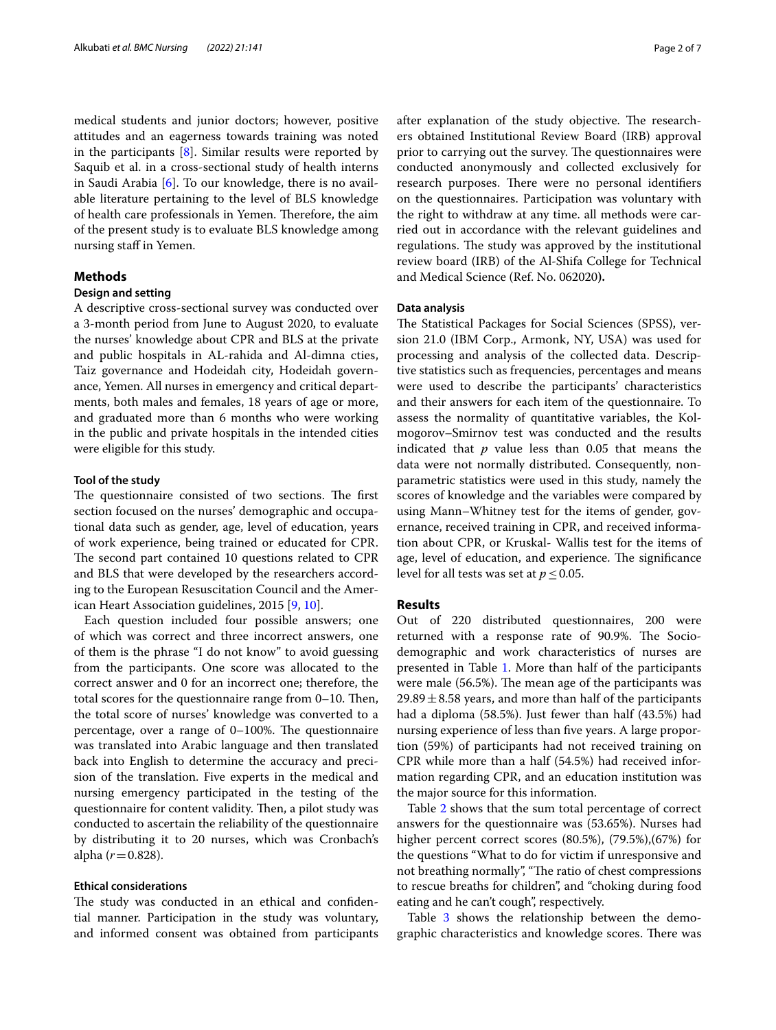medical students and junior doctors; however, positive attitudes and an eagerness towards training was noted in the participants [8]. Similar results were reported by Saquib et al. in a cross-sectional study of health interns in Saudi Arabia [6]. To our knowledge, there is no available literature pertaining to the level of BLS knowledge of health care professionals in Yemen. Therefore, the aim of the present study is to evaluate BLS knowledge among nursing staff in Yemen.

## Methods

### Design and setting

A descriptive cross-sectional survey was conducted over a 3-month period from June to August 2020, to evaluate the nurses' knowledge about CPR and BLS at the private and public hospitals in AL-rahida and Al-dimna cties, Taiz governance and Hodeidah city, Hodeidah governance, Yemen. All nurses in emergency and critical departments, both males and females, 18 years of age or more, and graduated more than 6 months who were working in the public and private hospitals in the intended cities were eligible for this study.

#### Tool of the study

The questionnaire consisted of two sections. The first section focused on the nurses' demographic and occupational data such as gender, age, level of education, years of work experience, being trained or educated for CPR. The second part contained 10 questions related to CPR and BLS that were developed by the researchers according to the European Resuscitation Council and the American Heart Association guidelines, 2015 [9, 10].

Each question included four possible answers; one of which was correct and three incorrect answers, one of them is the phrase "I do not know" to avoid guessing from the participants. One score was allocated to the correct answer and 0 for an incorrect one; therefore, the total scores for the questionnaire range from 0–10. Then, the total score of nurses' knowledge was converted to a percentage, over a range of 0–100%. The questionnaire was translated into Arabic language and then translated back into English to determine the accuracy and precision of the translation. Five experts in the medical and nursing emergency participated in the testing of the questionnaire for content validity. Then, a pilot study was conducted to ascertain the reliability of the questionnaire by distributing it to 20 nurses, which was Cronbach's alpha ($r = 0.828$).

#### Ethical considerations

The study was conducted in an ethical and confidential manner. Participation in the study was voluntary, and informed consent was obtained from participants after explanation of the study objective. The researchers obtained Institutional Review Board (IRB) approval prior to carrying out the survey. The questionnaires were conducted anonymously and collected exclusively for research purposes. There were no personal identifiers on the questionnaires. Participation was voluntary with the right to withdraw at any time. all methods were carried out in accordance with the relevant guidelines and regulations. The study was approved by the institutional review board (IRB) of the Al-Shifa College for Technical and Medical Science (Ref. No. 062020**).**

#### Data analysis

The Statistical Packages for Social Sciences (SPSS), version 21.0 (IBM Corp., Armonk, NY, USA) was used for processing and analysis of the collected data. Descriptive statistics such as frequencies, percentages and means were used to describe the participants' characteristics and their answers for each item of the questionnaire. To assess the normality of quantitative variables, the Kolmogorov–Smirnov test was conducted and the results indicated that $p$ value less than 0.05 that means the data were not normally distributed. Consequently, nonparametric statistics were used in this study, namely the scores of knowledge and the variables were compared by using Mann–Whitney test for the items of gender, governance, received training in CPR, and received information about CPR, or Kruskal- Wallis test for the items of age, level of education, and experience. The significance level for all tests was set at $p \leq 0.05$.

## Results

Out of 220 distributed questionnaires, 200 were returned with a response rate of 90.9%. The Sociodemographic and work characteristics of nurses are presented in Table 1. More than half of the participants were male (56.5%). The mean age of the participants was $29.89 \pm 8.58$ years, and more than half of the participants had a diploma (58.5%). Just fewer than half (43.5%) had nursing experience of less than five years. A large proportion (59%) of participants had not received training on CPR while more than a half (54.5%) had received information regarding CPR, and an education institution was the major source for this information.

Table 2 shows that the sum total percentage of correct answers for the questionnaire was (53.65%). Nurses had higher percent correct scores (80.5%), (79.5%),(67%) for the questions "What to do for victim if unresponsive and not breathing normally", "The ratio of chest compressions to rescue breaths for children", and "choking during food eating and he can't cough", respectively.

Table 3 shows the relationship between the demographic characteristics and knowledge scores. There was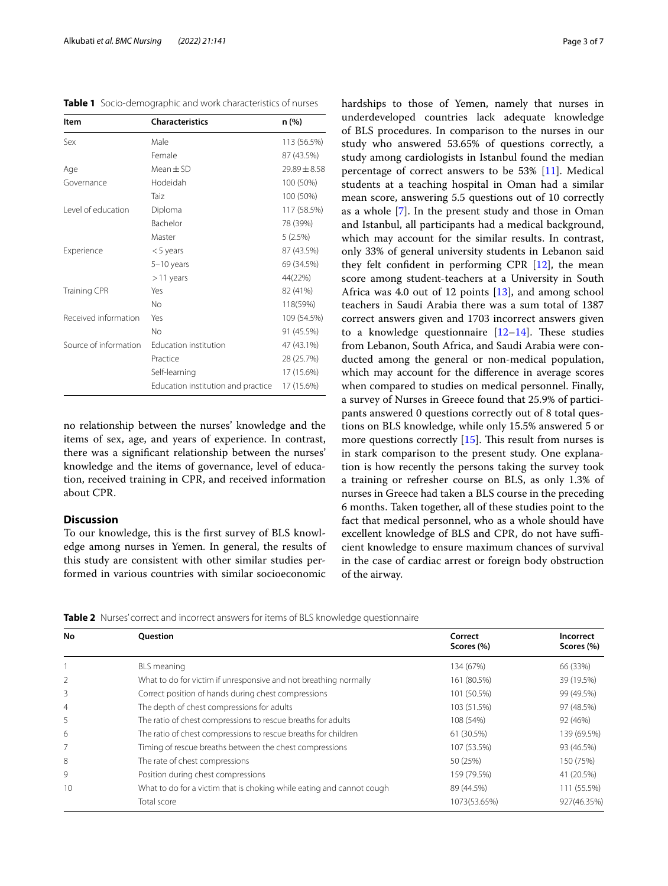**Table 1** Socio-demographic and work characteristics of nurses

| Item | Characteristics | n (%) |
|---|---|---|
| Sex | Male | 113 (56.5%) |
| | Female | 87 (43.5%) |
| Age | Mean ± SD | 29.89 ± 8.58 |
| Governance | Hodeidah | 100 (50%) |
| | Taiz | 100 (50%) |
| Level of education | Diploma | 117 (58.5%) |
| | Bachelor | 78 (39%) |
| | Master | 5 (2.5%) |
| Experience | <5 years | 87 (43.5%) |
| | 5–10 years | 69 (34.5%) |
| | >11 years | 44(22%) |
| Training CPR | Yes | 82 (41%) |
| | No | 118(59%) |
| Received information | Yes | 109 (54.5%) |
| | No | 91 (45.5%) |
| Source of information | Education institution | 47 (43.1%) |
| | Practice | 28 (25.7%) |
| | Self-learning | 17 (15.6%) |
| | Education institution and practice | 17 (15.6%) |

no relationship between the nurses' knowledge and the items of sex, age, and years of experience. In contrast, there was a significant relationship between the nurses' knowledge and the items of governance, level of education, received training in CPR, and received information about CPR.

## Discussion

To our knowledge, this is the first survey of BLS knowledge among nurses in Yemen. In general, the results of this study are consistent with other similar studies performed in various countries with similar socioeconomic hardships to those of Yemen, namely that nurses in underdeveloped countries lack adequate knowledge of BLS procedures. In comparison to the nurses in our study who answered 53.65% of questions correctly, a study among cardiologists in Istanbul found the median percentage of correct answers to be 53% [11]. Medical students at a teaching hospital in Oman had a similar mean score, answering 5.5 questions out of 10 correctly as a whole [7]. In the present study and those in Oman and Istanbul, all participants had a medical background, which may account for the similar results. In contrast, only 33% of general university students in Lebanon said they felt confident in performing CPR [12], the mean score among student-teachers at a University in South Africa was 4.0 out of 12 points [13], and among school teachers in Saudi Arabia there was a sum total of 1387 correct answers given and 1703 incorrect answers given to a knowledge questionnaire [12–14]. These studies from Lebanon, South Africa, and Saudi Arabia were conducted among the general or non-medical population, which may account for the difference in average scores when compared to studies on medical personnel. Finally, a survey of Nurses in Greece found that 25.9% of participants answered 0 questions correctly out of 8 total questions on BLS knowledge, while only 15.5% answered 5 or more questions correctly [15]. This result from nurses is in stark comparison to the present study. One explanation is how recently the persons taking the survey took a training or refresher course on BLS, as only 1.3% of nurses in Greece had taken a BLS course in the preceding 6 months. Taken together, all of these studies point to the fact that medical personnel, who as a whole should have excellent knowledge of BLS and CPR, do not have sufficient knowledge to ensure maximum chances of survival in the case of cardiac arrest or foreign body obstruction of the airway.

**Table 2** Nurses' correct and incorrect answers for items of BLS knowledge questionnaire

| No | Question | Correct Scores (%) | Incorrect Scores (%) |
|---|---|---|---|
| 1 | BLS meaning | 134 (67%) | 66 (33%) |
| 2 | What to do for victim if unresponsive and not breathing normally | 161 (80.5%) | 39 (19.5%) |
| 3 | Correct position of hands during chest compressions | 101 (50.5%) | 99 (49.5%) |
| 4 | The depth of chest compressions for adults | 103 (51.5%) | 97 (48.5%) |
| 5 | The ratio of chest compressions to rescue breaths for adults | 108 (54%) | 92 (46%) |
| 6 | The ratio of chest compressions to rescue breaths for children | 61 (30.5%) | 139 (69.5%) |
| 7 | Timing of rescue breaths between the chest compressions | 107 (53.5%) | 93 (46.5%) |
| 8 | The rate of chest compressions | 50 (25%) | 150 (75%) |
| 9 | Position during chest compressions | 159 (79.5%) | 41 (20.5%) |
| 10 | What to do for a victim that is choking while eating and cannot cough | 89 (44.5%) | 111 (55.5%) |
| | Total score | 1073(53.65%) | 927(46.35%) |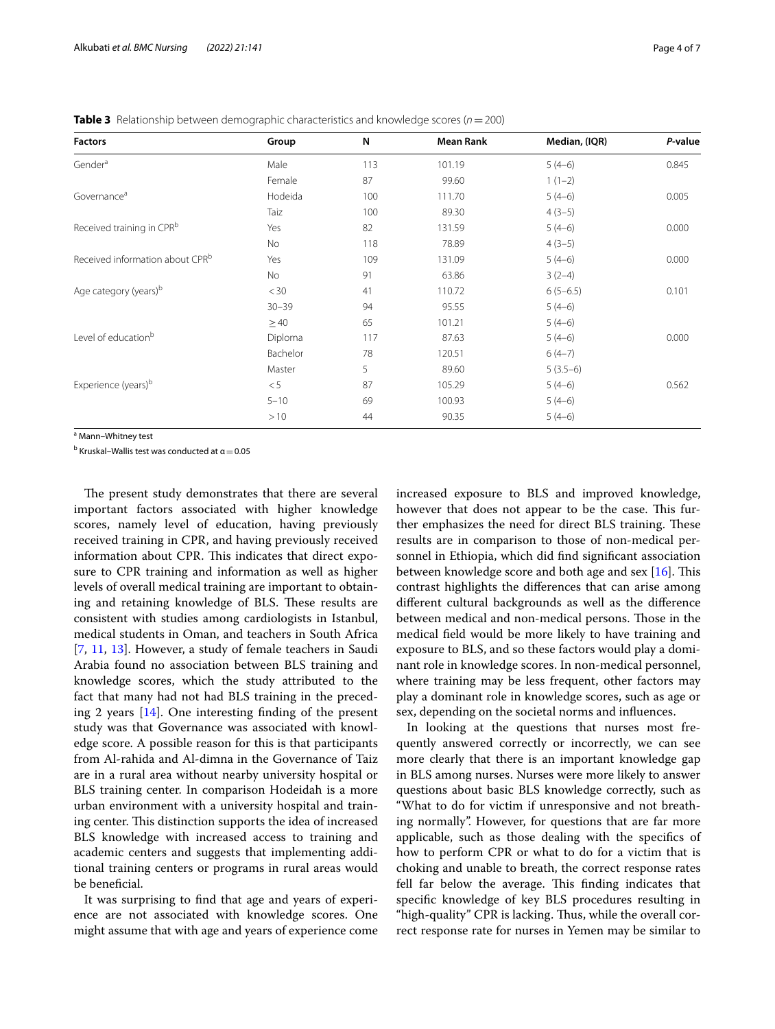**Table 3** Relationship between demographic characteristics and knowledge scores ($n = 200$)

| Factors | Group | N | Mean Rank | Median, (IQR) | *P*-value |
|---|---|---|---|---|---|
| Gender[a] | Male | 113 | 101.19 | 5 (4–6) | 0.845 |
| | Female | 87 | 99.60 | 1 (1–2) | |
| Governance[a] | Hodeida | 100 | 111.70 | 5 (4–6) | 0.005 |
| | Taiz | 100 | 89.30 | 4 (3–5) | |
| Received training in CPR[b] | Yes | 82 | 131.59 | 5 (4–6) | 0.000 |
| | No | 118 | 78.89 | 4 (3–5) | |
| Received information about CPR[b] | Yes | 109 | 131.09 | 5 (4–6) | 0.000 |
| | No | 91 | 63.86 | 3 (2–4) | |
| Age category (years)[b] | < 30 | 41 | 110.72 | 6 (5–6.5) | 0.101 |
| | 30–39 | 94 | 95.55 | 5 (4–6) | |
| | ≥ 40 | 65 | 101.21 | 5 (4–6) | |
| Level of education[b] | Diploma | 117 | 87.63 | 5 (4–6) | 0.000 |
| | Bachelor | 78 | 120.51 | 6 (4–7) | |
| | Master | 5 | 89.60 | 5 (3.5–6) | |
| Experience (years)[b] | < 5 | 87 | 105.29 | 5 (4–6) | 0.562 |
| | 5–10 | 69 | 100.93 | 5 (4–6) | |
| | > 10 | 44 | 90.35 | 5 (4–6) | |

[a] Mann–Whitney test

[b] Kruskal–Wallis test was conducted at $\alpha = 0.05$

The present study demonstrates that there are several important factors associated with higher knowledge scores, namely level of education, having previously received training in CPR, and having previously received information about CPR. This indicates that direct exposure to CPR training and information as well as higher levels of overall medical training are important to obtaining and retaining knowledge of BLS. These results are consistent with studies among cardiologists in Istanbul, medical students in Oman, and teachers in South Africa [7, 11, 13]. However, a study of female teachers in Saudi Arabia found no association between BLS training and knowledge scores, which the study attributed to the fact that many had not had BLS training in the preceding 2 years [14]. One interesting finding of the present study was that Governance was associated with knowledge score. A possible reason for this is that participants from Al-rahida and Al-dimna in the Governance of Taiz are in a rural area without nearby university hospital or BLS training center. In comparison Hodeidah is a more urban environment with a university hospital and training center. This distinction supports the idea of increased BLS knowledge with increased access to training and academic centers and suggests that implementing additional training centers or programs in rural areas would be beneficial.

It was surprising to find that age and years of experience are not associated with knowledge scores. One might assume that with age and years of experience come increased exposure to BLS and improved knowledge, however that does not appear to be the case. This further emphasizes the need for direct BLS training. These results are in comparison to those of non-medical personnel in Ethiopia, which did find significant association between knowledge score and both age and sex [16]. This contrast highlights the differences that can arise among different cultural backgrounds as well as the difference between medical and non-medical persons. Those in the medical field would be more likely to have training and exposure to BLS, and so these factors would play a dominant role in knowledge scores. In non-medical personnel, where training may be less frequent, other factors may play a dominant role in knowledge scores, such as age or sex, depending on the societal norms and influences.

In looking at the questions that nurses most frequently answered correctly or incorrectly, we can see more clearly that there is an important knowledge gap in BLS among nurses. Nurses were more likely to answer questions about basic BLS knowledge correctly, such as "What to do for victim if unresponsive and not breathing normally". However, for questions that are far more applicable, such as those dealing with the specifics of how to perform CPR or what to do for a victim that is choking and unable to breath, the correct response rates fell far below the average. This finding indicates that specific knowledge of key BLS procedures resulting in "high-quality" CPR is lacking. Thus, while the overall correct response rate for nurses in Yemen may be similar to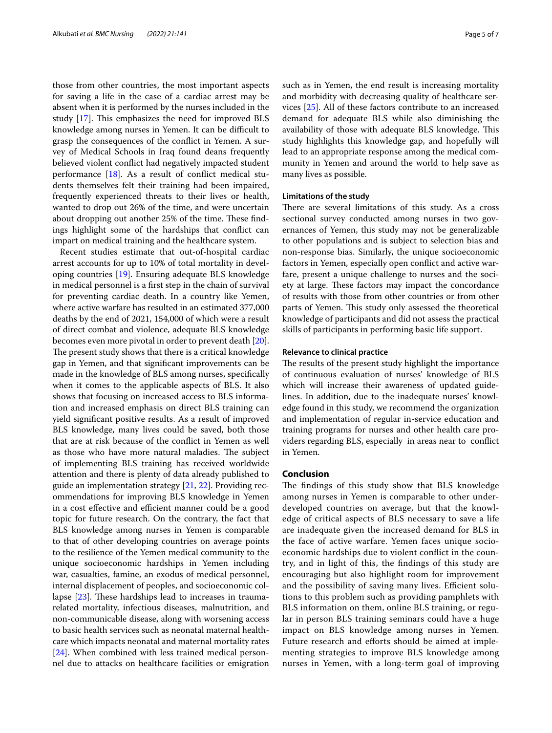those from other countries, the most important aspects for saving a life in the case of a cardiac arrest may be absent when it is performed by the nurses included in the study [17]. This emphasizes the need for improved BLS knowledge among nurses in Yemen. It can be difficult to grasp the consequences of the conflict in Yemen. A survey of Medical Schools in Iraq found deans frequently believed violent conflict had negatively impacted student performance [18]. As a result of conflict medical students themselves felt their training had been impaired, frequently experienced threats to their lives or health, wanted to drop out 26% of the time, and were uncertain about dropping out another 25% of the time. These findings highlight some of the hardships that conflict can impart on medical training and the healthcare system.

Recent studies estimate that out-of-hospital cardiac arrest accounts for up to 10% of total mortality in developing countries [19]. Ensuring adequate BLS knowledge in medical personnel is a first step in the chain of survival for preventing cardiac death. In a country like Yemen, where active warfare has resulted in an estimated 377,000 deaths by the end of 2021, 154,000 of which were a result of direct combat and violence, adequate BLS knowledge becomes even more pivotal in order to prevent death [20]. The present study shows that there is a critical knowledge gap in Yemen, and that significant improvements can be made in the knowledge of BLS among nurses, specifically when it comes to the applicable aspects of BLS. It also shows that focusing on increased access to BLS information and increased emphasis on direct BLS training can yield significant positive results. As a result of improved BLS knowledge, many lives could be saved, both those that are at risk because of the conflict in Yemen as well as those who have more natural maladies. The subject of implementing BLS training has received worldwide attention and there is plenty of data already published to guide an implementation strategy [21, 22]. Providing recommendations for improving BLS knowledge in Yemen in a cost effective and efficient manner could be a good topic for future research. On the contrary, the fact that BLS knowledge among nurses in Yemen is comparable to that of other developing countries on average points to the resilience of the Yemen medical community to the unique socioeconomic hardships in Yemen including war, casualties, famine, an exodus of medical personnel, internal displacement of peoples, and socioeconomic collapse [23]. These hardships lead to increases in trauma-related mortality, infectious diseases, malnutrition, and non-communicable disease, along with worsening access to basic health services such as neonatal maternal healthcare which impacts neonatal and maternal mortality rates [24]. When combined with less trained medical personnel due to attacks on healthcare facilities or emigration such as in Yemen, the end result is increasing mortality and morbidity with decreasing quality of healthcare services [25]. All of these factors contribute to an increased demand for adequate BLS while also diminishing the availability of those with adequate BLS knowledge. This study highlights this knowledge gap, and hopefully will lead to an appropriate response among the medical community in Yemen and around the world to help save as many lives as possible.

### Limitations of the study

There are several limitations of this study. As a cross sectional survey conducted among nurses in two governances of Yemen, this study may not be generalizable to other populations and is subject to selection bias and non-response bias. Similarly, the unique socioeconomic factors in Yemen, especially open conflict and active warfare, present a unique challenge to nurses and the society at large. These factors may impact the concordance of results with those from other countries or from other parts of Yemen. This study only assessed the theoretical knowledge of participants and did not assess the practical skills of participants in performing basic life support.

### Relevance to clinical practice

The results of the present study highlight the importance of continuous evaluation of nurses' knowledge of BLS which will increase their awareness of updated guidelines. In addition, due to the inadequate nurses' knowledge found in this study, we recommend the organization and implementation of regular in-service education and training programs for nurses and other health care providers regarding BLS, especially in areas near to conflict in Yemen.

## Conclusion

The findings of this study show that BLS knowledge among nurses in Yemen is comparable to other underdeveloped countries on average, but that the knowledge of critical aspects of BLS necessary to save a life are inadequate given the increased demand for BLS in the face of active warfare. Yemen faces unique socioeconomic hardships due to violent conflict in the country, and in light of this, the findings of this study are encouraging but also highlight room for improvement and the possibility of saving many lives. Efficient solutions to this problem such as providing pamphlets with BLS information on them, online BLS training, or regular in person BLS training seminars could have a huge impact on BLS knowledge among nurses in Yemen. Future research and efforts should be aimed at implementing strategies to improve BLS knowledge among nurses in Yemen, with a long-term goal of improving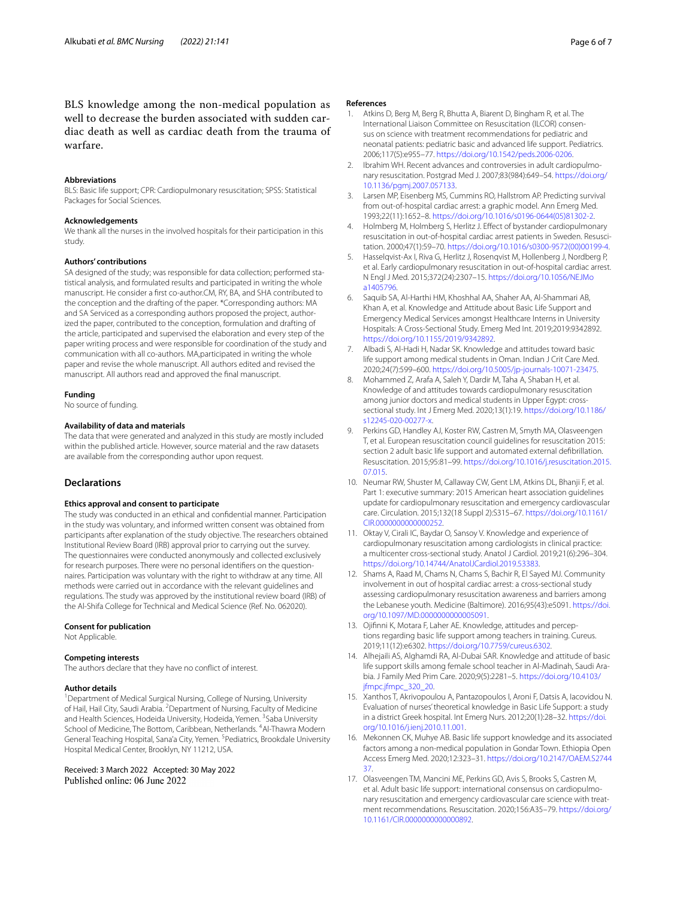BLS knowledge among the non-medical population as well to decrease the burden associated with sudden cardiac death as well as cardiac death from the trauma of warfare.

#### Abbreviations

BLS: Basic life support; CPR: Cardiopulmonary resuscitation; SPSS: Statistical Packages for Social Sciences.

#### Acknowledgements

We thank all the nurses in the involved hospitals for their participation in this study.

#### Authors' contributions

SA designed of the study; was responsible for data collection; performed statistical analysis, and formulated results and participated in writing the whole manuscript. He consider a first co-author.CM, RY, BA, and SHA contributed to the conception and the drafting of the paper. *Corresponding authors: MA and SA Serviced as a corresponding authors proposed the project, authorized the paper, contributed to the conception, formulation and drafting of the article, participated and supervised the elaboration and every step of the paper writing process and were responsible for coordination of the study and communication with all co-authors. MA,participated in writing the whole paper and revise the whole manuscript. All authors edited and revised the manuscript. All authors read and approved the final manuscript.

#### Funding

No source of funding.

#### Availability of data and materials

The data that were generated and analyzed in this study are mostly included within the published article. However, source material and the raw datasets are available from the corresponding author upon request.

## Declarations

#### Ethics approval and consent to participate

The study was conducted in an ethical and confidential manner. Participation in the study was voluntary, and informed written consent was obtained from participants after explanation of the study objective. The researchers obtained Institutional Review Board (IRB) approval prior to carrying out the survey. The questionnaires were conducted anonymously and collected exclusively for research purposes. There were no personal identifiers on the questionnaires. Participation was voluntary with the right to withdraw at any time. All methods were carried out in accordance with the relevant guidelines and regulations. The study was approved by the institutional review board (IRB) of the Al-Shifa College for Technical and Medical Science (Ref. No. 062020).

#### Consent for publication

Not Applicable.

#### Competing interests

The authors declare that they have no conflict of interest.

#### Author details

[1]Department of Medical Surgical Nursing, College of Nursing, University of Hail, Hail City, Saudi Arabia. [2]Department of Nursing, Faculty of Medicine and Health Sciences, Hodeida University, Hodeida, Yemen. [3]Saba University School of Medicine, The Bottom, Caribbean, Netherlands. [4]Al-Thawra Modern General Teaching Hospital, Sana'a City, Yemen. [5]Pediatrics, Brookdale University Hospital Medical Center, Brooklyn, NY 11212, USA.

Received: 3 March 2022 Accepted: 30 May 2022
Published online: 06 June 2022

#### References

1. Atkins D, Berg M, Berg R, Bhutta A, Biarent D, Bingham R, et al. The International Liaison Committee on Resuscitation (ILCOR) consensus on science with treatment recommendations for pediatric and neonatal patients: pediatric basic and advanced life support. Pediatrics. 2006;117(5):e955–77. https://doi.org/10.1542/peds.2006-0206.
2. Ibrahim WH. Recent advances and controversies in adult cardiopulmonary resuscitation. Postgrad Med J. 2007;83(984):649–54. https://doi.org/10.1136/pgmj.2007.057133.
3. Larsen MP, Eisenberg MS, Cummins RO, Hallstrom AP. Predicting survival from out-of-hospital cardiac arrest: a graphic model. Ann Emerg Med. 1993;22(11):1652–8. https://doi.org/10.1016/s0196-0644(05)81302-2.
4. Holmberg M, Holmberg S, Herlitz J. Effect of bystander cardiopulmonary resuscitation in out-of-hospital cardiac arrest patients in Sweden. Resuscitation. 2000;47(1):59–70. https://doi.org/10.1016/s0300-9572(00)00199-4.
5. Hasselqvist-Ax I, Riva G, Herlitz J, Rosenqvist M, Hollenberg J, Nordberg P, et al. Early cardiopulmonary resuscitation in out-of-hospital cardiac arrest. N Engl J Med. 2015;372(24):2307–15. https://doi.org/10.1056/NEJMoa1405796.
6. Saquib SA, Al-Harthi HM, Khoshhal AA, Shaher AA, Al-Shammari AB, Khan A, et al. Knowledge and Attitude about Basic Life Support and Emergency Medical Services amongst Healthcare Interns in University Hospitals: A Cross-Sectional Study. Emerg Med Int. 2019;2019:9342892. https://doi.org/10.1155/2019/9342892.
7. Albadi S, Al-Hadi H, Nadar SK. Knowledge and attitudes toward basic life support among medical students in Oman. Indian J Crit Care Med. 2020;24(7):599–600. https://doi.org/10.5005/jp-journals-10071-23475.
8. Mohammed Z, Arafa A, Saleh Y, Dardir M, Taha A, Shaban H, et al. Knowledge of and attitudes towards cardiopulmonary resuscitation among junior doctors and medical students in Upper Egypt: cross-sectional study. Int J Emerg Med. 2020;13(1):19. https://doi.org/10.1186/s12245-020-00277-x.
9. Perkins GD, Handley AJ, Koster RW, Castren M, Smyth MA, Olasveengen T, et al. European resuscitation council guidelines for resuscitation 2015: section 2 adult basic life support and automated external defibrillation. Resuscitation. 2015;95:81–99. https://doi.org/10.1016/j.resuscitation.2015.07.015.
10. Neumar RW, Shuster M, Callaway CW, Gent LM, Atkins DL, Bhanji F, et al. Part 1: executive summary: 2015 American heart association guidelines update for cardiopulmonary resuscitation and emergency cardiovascular care. Circulation. 2015;132(18 Suppl 2):S315–67. https://doi.org/10.1161/CIR.0000000000000252.
11. Oktay V, Cirali IC, Baydar O, Sansoy V. Knowledge and experience of cardiopulmonary resuscitation among cardiologists in clinical practice: a multicenter cross-sectional study. Anatol J Cardiol. 2019;21(6):296–304. https://doi.org/10.14744/AnatolJCardiol.2019.53383.
12. Shams A, Raad M, Chams N, Chams S, Bachir R, El Sayed MJ. Community involvement in out of hospital cardiac arrest: a cross-sectional study assessing cardiopulmonary resuscitation awareness and barriers among the Lebanese youth. Medicine (Baltimore). 2016;95(43):e5091. https://doi.org/10.1097/MD.0000000000005091.
13. Ojifinni K, Motara F, Laher AE. Knowledge, attitudes and perceptions regarding basic life support among teachers in training. Cureus. 2019;11(12):e6302. https://doi.org/10.7759/cureus.6302.
14. Alhejaili AS, Alghamdi RA, Al-Dubai SAR. Knowledge and attitude of basic life support skills among female school teacher in Al-Madinah, Saudi Arabia. J Family Med Prim Care. 2020;9(5):2281–5. https://doi.org/10.4103/jfmpc.jfmpc_320_20.
15. Xanthos T, Akrivopoulou A, Pantazopoulos I, Aroni F, Datsis A, Iacovidou N. Evaluation of nurses' theoretical knowledge in Basic Life Support: a study in a district Greek hospital. Int Emerg Nurs. 2012;20(1):28–32. https://doi.org/10.1016/j.ienj.2010.11.001.
16. Mekonnen CK, Muhye AB. Basic life support knowledge and its associated factors among a non-medical population in Gondar Town. Ethiopia Open Access Emerg Med. 2020;12:323–31. https://doi.org/10.2147/OAEM.S274437.
17. Olasveengen TM, Mancini ME, Perkins GD, Avis S, Brooks S, Castren M, et al. Adult basic life support: international consensus on cardiopulmonary resuscitation and emergency cardiovascular care science with treatment recommendations. Resuscitation. 2020;156:A35–79. https://doi.org/10.1161/CIR.0000000000000892.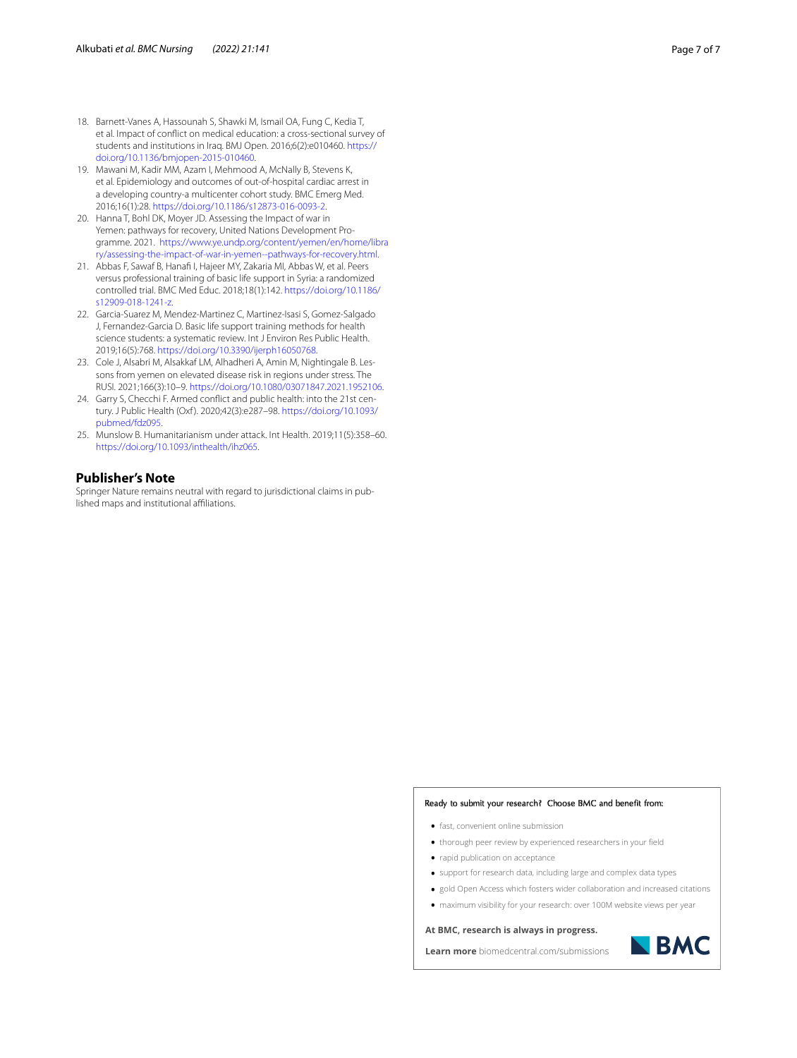18. Barnett-Vanes A, Hassounah S, Shawki M, Ismail OA, Fung C, Kedia T, et al. Impact of conflict on medical education: a cross-sectional survey of students and institutions in Iraq. BMJ Open. 2016;6(2):e010460. https://doi.org/10.1136/bmjopen-2015-010460.
19. Mawani M, Kadir MM, Azam I, Mehmood A, McNally B, Stevens K, et al. Epidemiology and outcomes of out-of-hospital cardiac arrest in a developing country-a multicenter cohort study. BMC Emerg Med. 2016;16(1):28. https://doi.org/10.1186/s12873-016-0093-2.
20. Hanna T, Bohl DK, Moyer JD. Assessing the Impact of war in Yemen: pathways for recovery, United Nations Development Programme. 2021. https://www.ye.undp.org/content/yemen/en/home/library/assessing-the-impact-of-war-in-yemen--pathways-for-recovery.html.
21. Abbas F, Sawaf B, Hanafi I, Hajeer MY, Zakaria MI, Abbas W, et al. Peers versus professional training of basic life support in Syria: a randomized controlled trial. BMC Med Educ. 2018;18(1):142. https://doi.org/10.1186/s12909-018-1241-z.
22. Garcia-Suarez M, Mendez-Martinez C, Martinez-Isasi S, Gomez-Salgado J, Fernandez-Garcia D. Basic life support training methods for health science students: a systematic review. Int J Environ Res Public Health. 2019;16(5):768. https://doi.org/10.3390/ijerph16050768.
23. Cole J, Alsabri M, Alsakkaf LM, Alhadheri A, Amin M, Nightingale B. Lessons from yemen on elevated disease risk in regions under stress. The RUSI. 2021;166(3):10–9. https://doi.org/10.1080/03071847.2021.1952106.
24. Garry S, Checchi F. Armed conflict and public health: into the 21st century. J Public Health (Oxf). 2020;42(3):e287–98. https://doi.org/10.1093/pubmed/fdz095.
25. Munslow B. Humanitarianism under attack. Int Health. 2019;11(5):358–60. https://doi.org/10.1093/inthealth/ihz065.

## Publisher's Note

Springer Nature remains neutral with regard to jurisdictional claims in published maps and institutional affiliations.

Ready to submit your research? Choose BMC and benefit from:

- fast, convenient online submission
- thorough peer review by experienced researchers in your field
- rapid publication on acceptance
- support for research data, including large and complex data types
- gold Open Access which fosters wider collaboration and increased citations
- maximum visibility for your research: over 100M website views per year

**At BMC, research is always in progress.**

**Learn more** biomedcentral.com/submissions

BMC